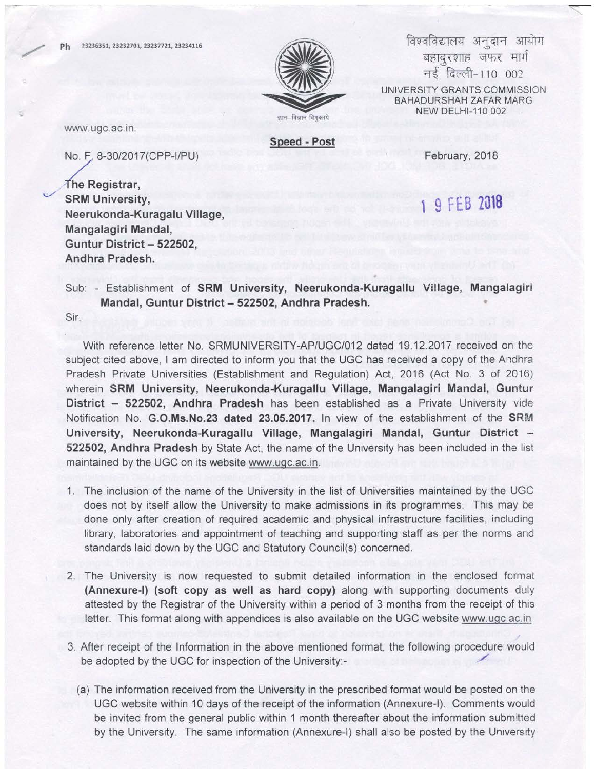Ph 23236351, 23232701, 23237721, 23234116

विश्वविद्यालय अनुदान आयोग
बहादुरशाह जफर मार्ग
नई दिल्ली-110 002

UNIVERSITY GRANTS COMMISSION
BAHADURSHAH ZAFAR MARG
NEW DELHI-110 002

ज्ञान-विज्ञान विमुक्तये

www.ugc.ac.in.

**Speed - Post**

No. F. 8-30/2017(CPP-I/PU) February, 2018

19 FEB 2018

**The Registrar,**
**SRM University,**
**Neerukonda-Kuragalu Village,**
**Mangalagiri Mandal,**
**Guntur District – 522502,**
**Andhra Pradesh.**

Sub: - Establishment of **SRM University, Neerukonda-Kuragallu Village, Mangalagiri Mandal, Guntur District – 522502, Andhra Pradesh.**

Sir,

With reference letter No. SRMUNIVERSITY-AP/UGC/012 dated 19.12.2017 received on the subject cited above, I am directed to inform you that the UGC has received a copy of the Andhra Pradesh Private Universities (Establishment and Regulation) Act, 2016 (Act No. 3 of 2016) wherein **SRM University, Neerukonda-Kuragallu Village, Mangalagiri Mandal, Guntur District – 522502, Andhra Pradesh** has been established as a Private University vide Notification No. **G.O.Ms.No.23 dated 23.05.2017.** In view of the establishment of the **SRM University, Neerukonda-Kuragallu Village, Mangalagiri Mandal, Guntur District – 522502, Andhra Pradesh** by State Act, the name of the University has been included in the list maintained by the UGC on its website www.ugc.ac.in.

1. The inclusion of the name of the University in the list of Universities maintained by the UGC does not by itself allow the University to make admissions in its programmes. This may be done only after creation of required academic and physical infrastructure facilities, including library, laboratories and appointment of teaching and supporting staff as per the norms and standards laid down by the UGC and Statutory Council(s) concerned.

2. The University is now requested to submit detailed information in the enclosed format **(Annexure-I) (soft copy as well as hard copy)** along with supporting documents duly attested by the Registrar of the University within a period of 3 months from the receipt of this letter. This format along with appendices is also available on the UGC website www.ugc.ac.in

3. After receipt of the Information in the above mentioned format, the following procedure would be adopted by the UGC for inspection of the University:-

   (a) The information received from the University in the prescribed format would be posted on the UGC website within 10 days of the receipt of the information (Annexure-I). Comments would be invited from the general public within 1 month thereafter about the information submitted by the University. The same information (Annexure-I) shall also be posted by the University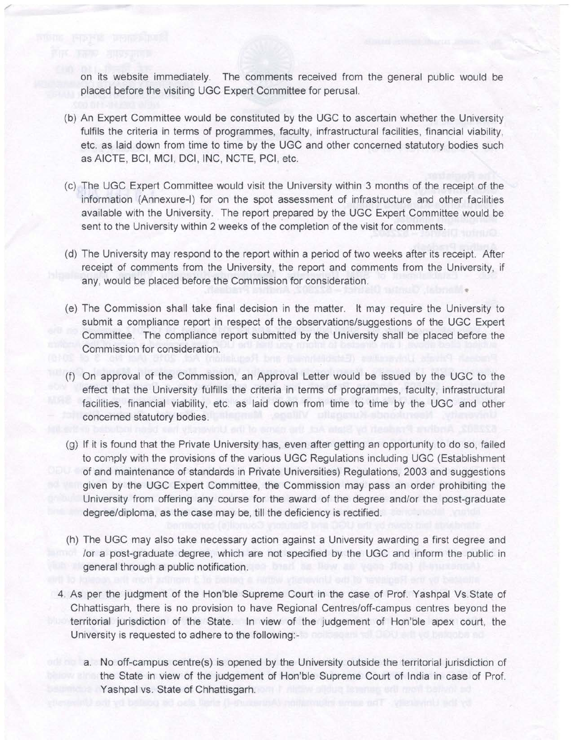on its website immediately. The comments received from the general public would be placed before the visiting UGC Expert Committee for perusal.

(b) An Expert Committee would be constituted by the UGC to ascertain whether the University fulfils the criteria in terms of programmes, faculty, infrastructural facilities, financial viability, etc. as laid down from time to time by the UGC and other concerned statutory bodies such as AICTE, BCI, MCI, DCI, INC, NCTE, PCI, etc.

(c) The UGC Expert Committee would visit the University within 3 months of the receipt of the information (Annexure-I) for on the spot assessment of infrastructure and other facilities available with the University. The report prepared by the UGC Expert Committee would be sent to the University within 2 weeks of the completion of the visit for comments.

(d) The University may respond to the report within a period of two weeks after its receipt. After receipt of comments from the University, the report and comments from the University, if any, would be placed before the Commission for consideration.

(e) The Commission shall take final decision in the matter. It may require the University to submit a compliance report in respect of the observations/suggestions of the UGC Expert Committee. The compliance report submitted by the University shall be placed before the Commission for consideration.

(f) On approval of the Commission, an Approval Letter would be issued by the UGC to the effect that the University fulfills the criteria in terms of programmes, faculty, infrastructural facilities, financial viability, etc. as laid down from time to time by the UGC and other concerned statutory bodies.

(g) If it is found that the Private University has, even after getting an opportunity to do so, failed to comply with the provisions of the various UGC Regulations including UGC (Establishment of and maintenance of standards in Private Universities) Regulations, 2003 and suggestions given by the UGC Expert Committee, the Commission may pass an order prohibiting the University from offering any course for the award of the degree and/or the post-graduate degree/diploma, as the case may be, till the deficiency is rectified.

(h) The UGC may also take necessary action against a University awarding a first degree and /or a post-graduate degree, which are not specified by the UGC and inform the public in general through a public notification.

4. As per the judgment of the Hon'ble Supreme Court in the case of Prof. Yashpal Vs.State of Chhattisgarh, there is no provision to have Regional Centres/off-campus centres beyond the territorial jurisdiction of the State. In view of the judgement of Hon'ble apex court, the University is requested to adhere to the following:-

   a. No off-campus centre(s) is opened by the University outside the territorial jurisdiction of the State in view of the judgement of Hon'ble Supreme Court of India in case of Prof. Yashpal vs. State of Chhattisgarh.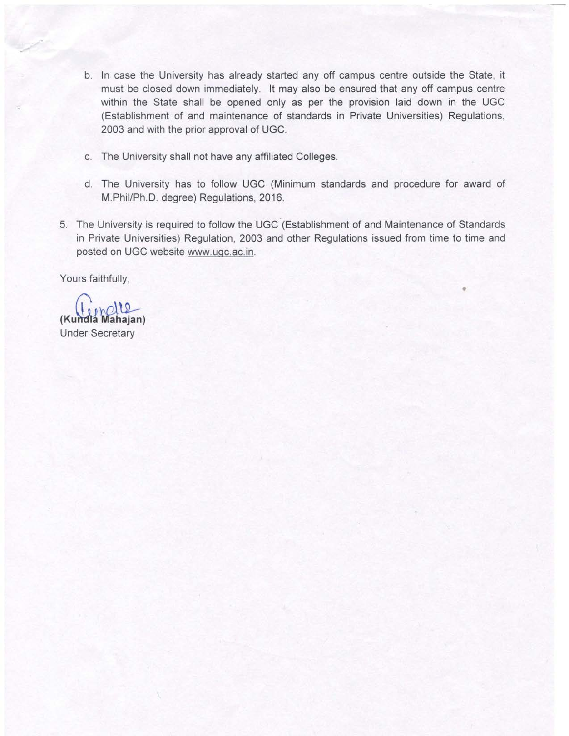b. In case the University has already started any off campus centre outside the State, it must be closed down immediately. It may also be ensured that any off campus centre within the State shall be opened only as per the provision laid down in the UGC (Establishment of and maintenance of standards in Private Universities) Regulations, 2003 and with the prior approval of UGC.

c. The University shall not have any affiliated Colleges.

d. The University has to follow UGC (Minimum standards and procedure for award of M.Phil/Ph.D. degree) Regulations, 2016.

5. The University is required to follow the UGC (Establishment of and Maintenance of Standards in Private Universities) Regulation, 2003 and other Regulations issued from time to time and posted on UGC website www.ugc.ac.in.

Yours faithfully,

**(Kundla Mahajan)**
Under Secretary